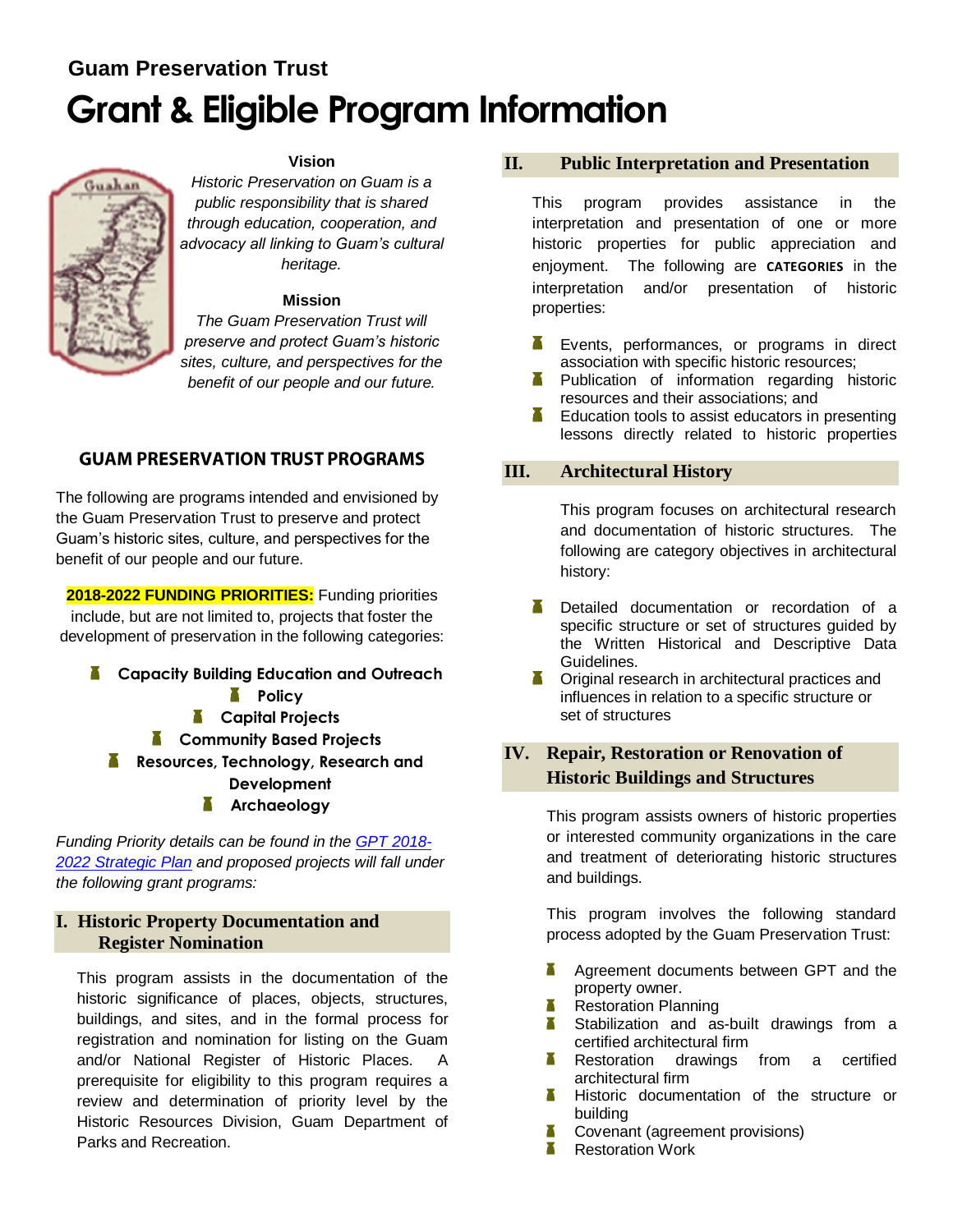## Guam Preservation Trust

# Grant & Eligible Program Information

**Vision**

*Historic Preservation on Guam is a public responsibility that is shared through education, cooperation, and advocacy all linking to Guam's cultural heritage.*

**Mission**

*The Guam Preservation Trust will preserve and protect Guam's historic sites, culture, and perspectives for the benefit of our people and our future.*

## GUAM PRESERVATION TRUST PROGRAMS

The following are programs intended and envisioned by the Guam Preservation Trust to preserve and protect Guam's historic sites, culture, and perspectives for the benefit of our people and our future.

**2018-2022 FUNDING PRIORITIES:** Funding priorities include, but are not limited to, projects that foster the development of preservation in the following categories:

- **Capacity Building Education and Outreach**
- **Policy**
- **Capital Projects**
- **Community Based Projects**
- **Resources, Technology, Research and Development**
- **Archaeology**

*Funding Priority details can be found in the [GPT 2018-2022 Strategic Plan] and proposed projects will fall under the following grant programs:*

### I. Historic Property Documentation and Register Nomination

This program assists in the documentation of the historic significance of places, objects, structures, buildings, and sites, and in the formal process for registration and nomination for listing on the Guam and/or National Register of Historic Places. A prerequisite for eligibility to this program requires a review and determination of priority level by the Historic Resources Division, Guam Department of Parks and Recreation.

### II. Public Interpretation and Presentation

This program provides assistance in the interpretation and presentation of one or more historic properties for public appreciation and enjoyment. The following are **CATEGORIES** in the interpretation and/or presentation of historic properties:

- Events, performances, or programs in direct association with specific historic resources;
- Publication of information regarding historic resources and their associations; and
- Education tools to assist educators in presenting lessons directly related to historic properties

### III. Architectural History

This program focuses on architectural research and documentation of historic structures. The following are category objectives in architectural history:

- Detailed documentation or recordation of a specific structure or set of structures guided by the Written Historical and Descriptive Data Guidelines.
- Original research in architectural practices and influences in relation to a specific structure or set of structures

### IV. Repair, Restoration or Renovation of Historic Buildings and Structures

This program assists owners of historic properties or interested community organizations in the care and treatment of deteriorating historic structures and buildings.

This program involves the following standard process adopted by the Guam Preservation Trust:

- Agreement documents between GPT and the property owner.
- Restoration Planning
- Stabilization and as-built drawings from a certified architectural firm
- Restoration drawings from a certified architectural firm
- Historic documentation of the structure or building
- Covenant (agreement provisions)
- Restoration Work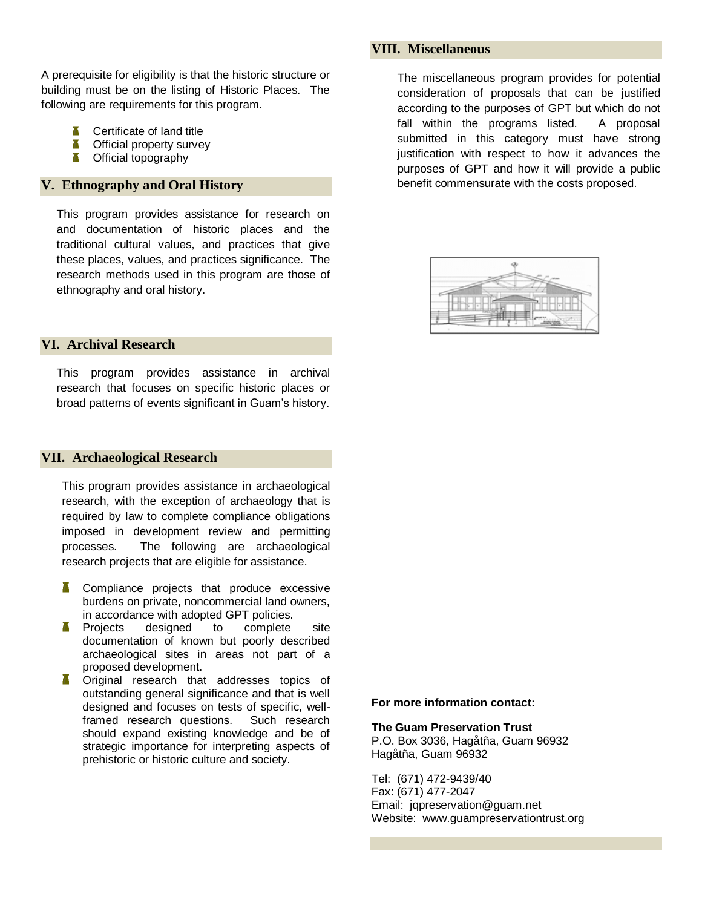A prerequisite for eligibility is that the historic structure or building must be on the listing of Historic Places. The following are requirements for this program.

- Certificate of land title
- Official property survey
- Official topography

## V. Ethnography and Oral History

This program provides assistance for research on and documentation of historic places and the traditional cultural values, and practices that give these places, values, and practices significance. The research methods used in this program are those of ethnography and oral history.

## VI. Archival Research

This program provides assistance in archival research that focuses on specific historic places or broad patterns of events significant in Guam's history.

## VII. Archaeological Research

This program provides assistance in archaeological research, with the exception of archaeology that is required by law to complete compliance obligations imposed in development review and permitting processes. The following are archaeological research projects that are eligible for assistance.

- Compliance projects that produce excessive burdens on private, noncommercial land owners, in accordance with adopted GPT policies.
- Projects designed to complete site documentation of known but poorly described archaeological sites in areas not part of a proposed development.
- Original research that addresses topics of outstanding general significance and that is well designed and focuses on tests of specific, well-framed research questions. Such research should expand existing knowledge and be of strategic importance for interpreting aspects of prehistoric or historic culture and society.

## VIII. Miscellaneous

The miscellaneous program provides for potential consideration of proposals that can be justified according to the purposes of GPT but which do not fall within the programs listed. A proposal submitted in this category must have strong justification with respect to how it advances the purposes of GPT and how it will provide a public benefit commensurate with the costs proposed.

**For more information contact:**

**The Guam Preservation Trust**
P.O. Box 3036, Hagåtña, Guam 96932
Hagåtña, Guam 96932

Tel: (671) 472-9439/40
Fax: (671) 477-2047
Email: jqpreservation@guam.net
Website: www.guampreservationtrust.org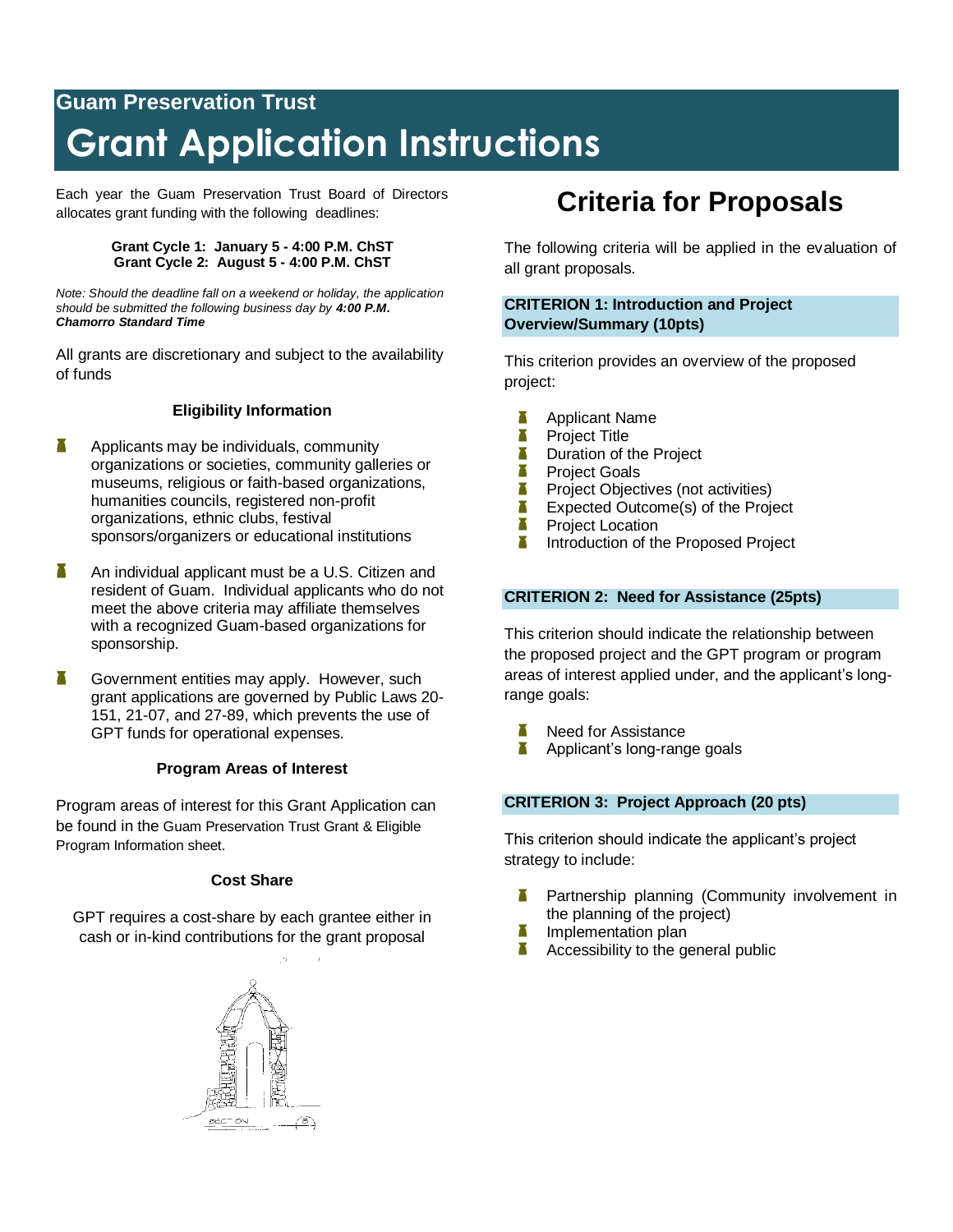**Guam Preservation Trust**

# Grant Application Instructions

Each year the Guam Preservation Trust Board of Directors allocates grant funding with the following deadlines:

**Grant Cycle 1: January 5 - 4:00 P.M. ChST**
**Grant Cycle 2: August 5 - 4:00 P.M. ChST**

*Note: Should the deadline fall on a weekend or holiday, the application should be submitted the following business day by **4:00 P.M. Chamorro Standard Time***

All grants are discretionary and subject to the availability of funds

### Eligibility Information

- Applicants may be individuals, community organizations or societies, community galleries or museums, religious or faith-based organizations, humanities councils, registered non-profit organizations, ethnic clubs, festival sponsors/organizers or educational institutions
- An individual applicant must be a U.S. Citizen and resident of Guam. Individual applicants who do not meet the above criteria may affiliate themselves with a recognized Guam-based organizations for sponsorship.
- Government entities may apply. However, such grant applications are governed by Public Laws 20-151, 21-07, and 27-89, which prevents the use of GPT funds for operational expenses.

### Program Areas of Interest

Program areas of interest for this Grant Application can be found in the Guam Preservation Trust Grant & Eligible Program Information sheet.

### Cost Share

GPT requires a cost-share by each grantee either in cash or in-kind contributions for the grant proposal

## Criteria for Proposals

The following criteria will be applied in the evaluation of all grant proposals.

### CRITERION 1: Introduction and Project Overview/Summary (10pts)

This criterion provides an overview of the proposed project:

- Applicant Name
- Project Title
- Duration of the Project
- Project Goals
- Project Objectives (not activities)
- Expected Outcome(s) of the Project
- Project Location
- Introduction of the Proposed Project

### CRITERION 2: Need for Assistance (25pts)

This criterion should indicate the relationship between the proposed project and the GPT program or program areas of interest applied under, and the applicant's long-range goals:

- Need for Assistance
- Applicant's long-range goals

### CRITERION 3: Project Approach (20 pts)

This criterion should indicate the applicant's project strategy to include:

- Partnership planning (Community involvement in the planning of the project)
- Implementation plan
- Accessibility to the general public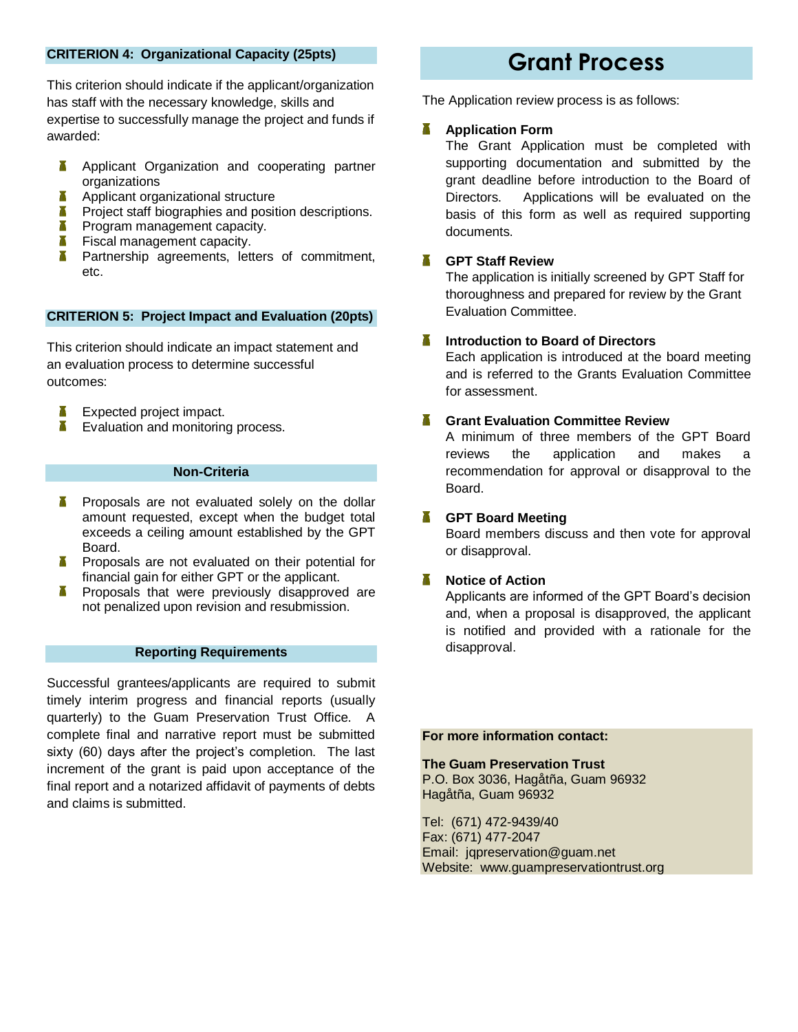### CRITERION 4: Organizational Capacity (25pts)

This criterion should indicate if the applicant/organization has staff with the necessary knowledge, skills and expertise to successfully manage the project and funds if awarded:

- Applicant Organization and cooperating partner organizations
- Applicant organizational structure
- Project staff biographies and position descriptions.
- Program management capacity.
- Fiscal management capacity.
- Partnership agreements, letters of commitment, etc.

### CRITERION 5: Project Impact and Evaluation (20pts)

This criterion should indicate an impact statement and an evaluation process to determine successful outcomes:

- Expected project impact.
- Evaluation and monitoring process.

### Non-Criteria

- Proposals are not evaluated solely on the dollar amount requested, except when the budget total exceeds a ceiling amount established by the GPT Board.
- Proposals are not evaluated on their potential for financial gain for either GPT or the applicant.
- Proposals that were previously disapproved are not penalized upon revision and resubmission.

### Reporting Requirements

Successful grantees/applicants are required to submit timely interim progress and financial reports (usually quarterly) to the Guam Preservation Trust Office. A complete final and narrative report must be submitted sixty (60) days after the project's completion. The last increment of the grant is paid upon acceptance of the final report and a notarized affidavit of payments of debts and claims is submitted.

# Grant Process

The Application review process is as follows:

- **Application Form**
  The Grant Application must be completed with supporting documentation and submitted by the grant deadline before introduction to the Board of Directors. Applications will be evaluated on the basis of this form as well as required supporting documents.

- **GPT Staff Review**
  The application is initially screened by GPT Staff for thoroughness and prepared for review by the Grant Evaluation Committee.

- **Introduction to Board of Directors**
  Each application is introduced at the board meeting and is referred to the Grants Evaluation Committee for assessment.

- **Grant Evaluation Committee Review**
  A minimum of three members of the GPT Board reviews the application and makes a recommendation for approval or disapproval to the Board.

- **GPT Board Meeting**
  Board members discuss and then vote for approval or disapproval.

- **Notice of Action**
  Applicants are informed of the GPT Board's decision and, when a proposal is disapproved, the applicant is notified and provided with a rationale for the disapproval.

**For more information contact:**

**The Guam Preservation Trust**
P.O. Box 3036, Hagåtña, Guam 96932
Hagåtña, Guam 96932

Tel: (671) 472-9439/40
Fax: (671) 477-2047
Email: jqpreservation@guam.net
Website: www.guampreservationtrust.org